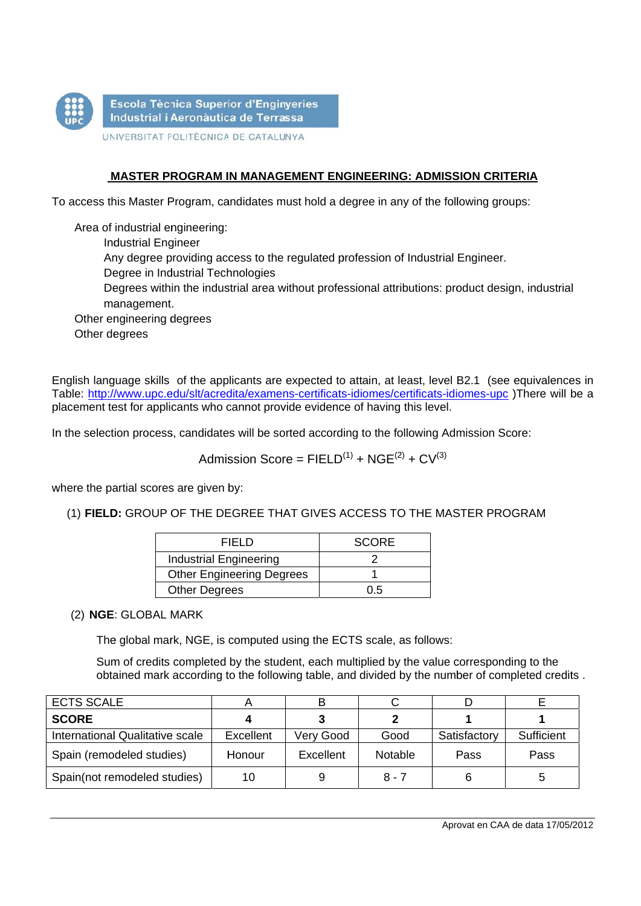Escola Tècnica Superior d'Enginyeries Industrial i Aeronàutica de Terrassa

UNIVERSITAT POLITÈCNICA DE CATALUNYA

## MASTER PROGRAM IN MANAGEMENT ENGINEERING: ADMISSION CRITERIA

To access this Master Program, candidates must hold a degree in any of the following groups:

- Area of industrial engineering:
  - Industrial Engineer
  - Any degree providing access to the regulated profession of Industrial Engineer.
  - Degree in Industrial Technologies
  - Degrees within the industrial area without professional attributions: product design, industrial management.
- Other engineering degrees
- Other degrees

English language skills of the applicants are expected to attain, at least, level B2.1 (see equivalences in Table: http://www.upc.edu/slt/acredita/examens-certificats-idiomes/certificats-idiomes-upc )There will be a placement test for applicants who cannot provide evidence of having this level.

In the selection process, candidates will be sorted according to the following Admission Score:

$$\text{Admission Score} = \text{FIELD}^{(1)} + \text{NGE}^{(2)} + \text{CV}^{(3)}$$

where the partial scores are given by:

(1) **FIELD:** GROUP OF THE DEGREE THAT GIVES ACCESS TO THE MASTER PROGRAM

| FIELD | SCORE |
|---|---|
| Industrial Engineering | 2 |
| Other Engineering Degrees | 1 |
| Other Degrees | 0.5 |

(2) **NGE**: GLOBAL MARK

The global mark, NGE, is computed using the ECTS scale, as follows:

Sum of credits completed by the student, each multiplied by the value corresponding to the obtained mark according to the following table, and divided by the number of completed credits .

| ECTS SCALE | A | B | C | D | E |
|---|---|---|---|---|---|
| **SCORE** | **4** | **3** | **2** | **1** | **1** |
| International Qualitative scale | Excellent | Very Good | Good | Satisfactory | Sufficient |
| Spain (remodeled studies) | Honour | Excellent | Notable | Pass | Pass |
| Spain(not remodeled studies) | 10 | 9 | 8 - 7 | 6 | 5 |

Aprovat en CAA de data 17/05/2012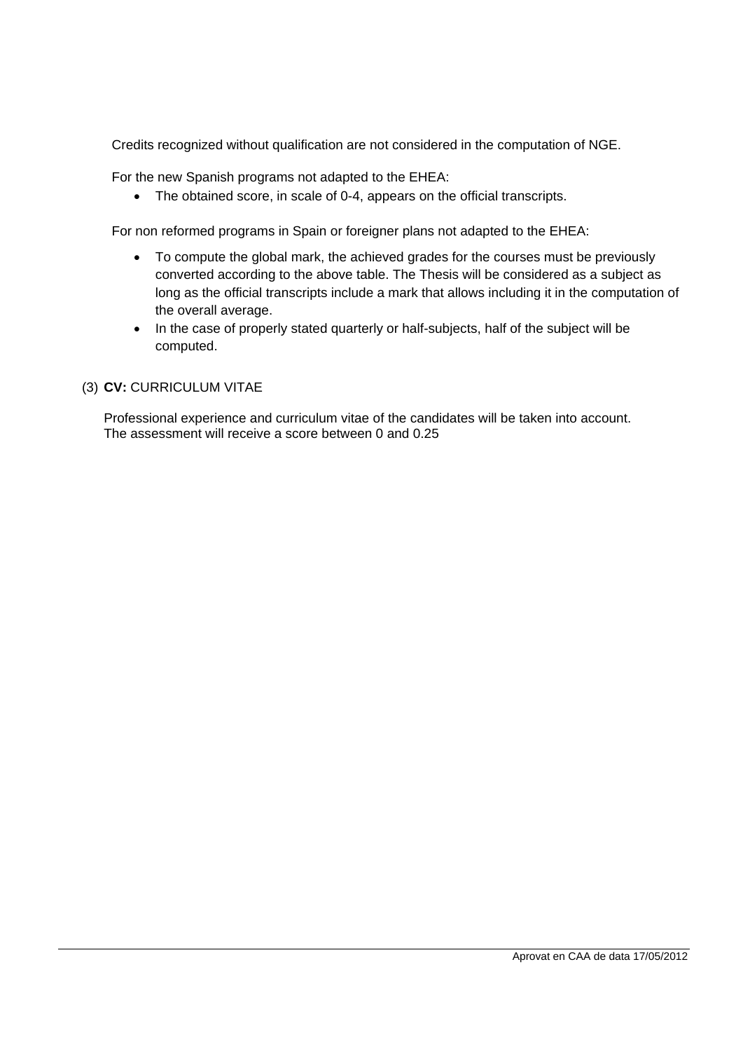Credits recognized without qualification are not considered in the computation of NGE.

For the new Spanish programs not adapted to the EHEA:

- The obtained score, in scale of 0-4, appears on the official transcripts.

For non reformed programs in Spain or foreigner plans not adapted to the EHEA:

- To compute the global mark, the achieved grades for the courses must be previously converted according to the above table. The Thesis will be considered as a subject as long as the official transcripts include a mark that allows including it in the computation of the overall average.
- In the case of properly stated quarterly or half-subjects, half of the subject will be computed.

(3) **CV:** CURRICULUM VITAE

Professional experience and curriculum vitae of the candidates will be taken into account. The assessment will receive a score between 0 and 0.25

Aprovat en CAA de data 17/05/2012